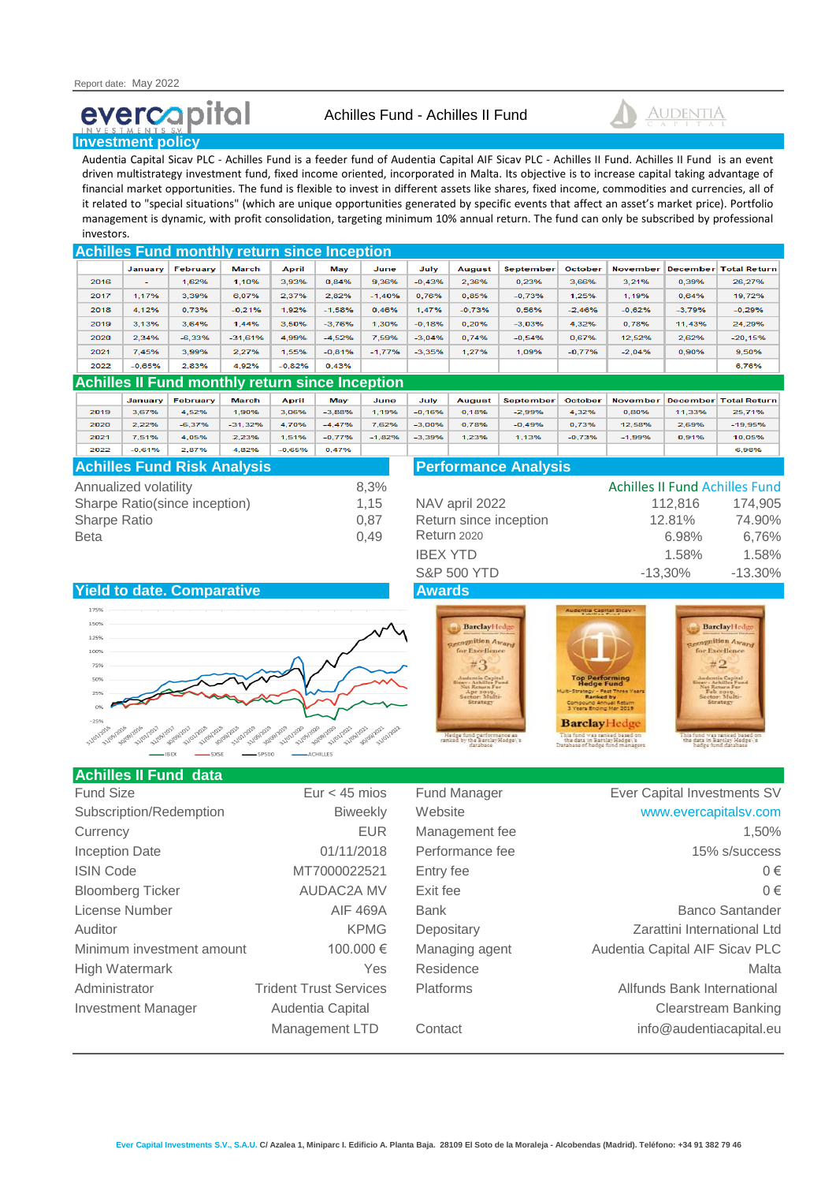Report date: May 2022

evercapital INVESTMENTS S.V.

Achilles Fund - Achilles II Fund

AUDENTIA CAPITAL

## Investment policy

Audentia Capital Sicav PLC - Achilles Fund is a feeder fund of Audentia Capital AIF Sicav PLC - Achilles II Fund. Achilles II Fund is an event driven multistrategy investment fund, fixed income oriented, incorporated in Malta. Its objective is to increase capital taking advantage of financial market opportunities. The fund is flexible to invest in different assets like shares, fixed income, commodities and currencies, all of it related to "special situations" (which are unique opportunities generated by specific events that affect an asset's market price). Portfolio management is dynamic, with profit consolidation, targeting minimum 10% annual return. The fund can only be subscribed by professional investors.

## Achilles Fund monthly return since Inception

| | January | February | March | April | May | June | July | August | September | October | November | December | Total Return |
|---|---|---|---|---|---|---|---|---|---|---|---|---|---|
| 2016 | - | 1,62% | 1,10% | 3,93% | 0,84% | 9,36% | -0,43% | 2,36% | 0,23% | 3,66% | 3,21% | 0,39% | 26,27% |
| 2017 | 1,17% | 3,39% | 6,07% | 2,37% | 2,82% | -1,40% | 0,76% | 0,85% | -0,73% | 1,25% | 1,19% | 0,64% | 19,72% |
| 2018 | 4,12% | 0,73% | -0,21% | 1,92% | -1,58% | 0,46% | 1,47% | -0,73% | 0,56% | -2,46% | -0,62% | -3,79% | -0,29% |
| 2019 | 3,13% | 3,64% | 1,44% | 3,50% | -3,76% | 1,30% | -0,18% | 0,20% | -3,03% | 4,32% | 0,78% | 11,43% | 24,29% |
| 2020 | 2,34% | -6,33% | -31,61% | 4,99% | 4,52% | 7,59% | -3,04% | 0,74% | -0,54% | 0,67% | 12,52% | 2,62% | -20,15% |
| 2021 | 7,45% | 3,99% | 2,27% | 1,55% | -0,81% | -1,77% | -3,35% | 1,27% | 1,09% | -0,77% | -2,04% | 0,90% | 9,50% |
| 2022 | -0,65% | 2,83% | 4,92% | -0,82% | 0,43% | | | | | | | | 6,76% |

## Achilles II Fund monthly return since Inception

| | January | February | March | April | May | June | July | August | September | October | November | December | Total Return |
|---|---|---|---|---|---|---|---|---|---|---|---|---|---|
| 2019 | 3,67% | 4,52% | 1,90% | 3,06% | -3,88% | 1,19% | -0,16% | 0,18% | -2,99% | 4,32% | 0,80% | 11,33% | 25,71% |
| 2020 | 2,22% | -6,37% | -31,32% | 4,70% | -4,47% | 7,62% | -3,00% | 0,78% | -0,49% | 0,73% | 12,58% | 2,69% | -19,95% |
| 2021 | 7,51% | 4,05% | 2,23% | 1,51% | -0,77% | -1,82% | -3,39% | 1,23% | 1,13% | -0,73% | -1,99% | 0,91% | 10,05% |
| 2022 | -0,61% | 2,87% | 4,82% | -0,65% | 0,47% | | | | | | | | 6,98% |

## Achilles Fund Risk Analysis

| | |
|---|---|
| Annualized volatility | 8,3% |
| Sharpe Ratio(since inception) | 1,15 |
| Sharpe Ratio | 0,87 |
| Beta | 0,49 |

## Performance Analysis

| | Achilles II Fund | Achilles Fund |
|---|---|---|
| NAV april 2022 | 112,816 | 174,905 |
| Return since inception | 12.81% | 74.90% |
| Return 2020 | 6.98% | 6,76% |
| IBEX YTD | 1.58% | 1.58% |
| S&P 500 YTD | -13,30% | -13.30% |

## Yield to date. Comparative

## Awards

## Achilles II Fund data

| | |
|---|---|
| Fund Size | Eur < 45 mios |
| Subscription/Redemption | Biweekly |
| Currency | EUR |
| Inception Date | 01/11/2018 |
| ISIN Code | MT7000022521 |
| Bloomberg Ticker | AUDAC2A MV |
| License Number | AIF 469A |
| Auditor | KPMG |
| Minimum investment amount | 100.000 € |
| High Watermark | Yes |
| Administrator | Trident Trust Services |
| Investment Manager | Audentia Capital Management LTD |

| | |
|---|---|
| Fund Manager | Ever Capital Investments SV |
| Website | www.evercapitalsv.com |
| Management fee | 1,50% |
| Performance fee | 15% s/success |
| Entry fee | 0 € |
| Exit fee | 0 € |
| Bank | Banco Santander |
| Depositary | Zarattini International Ltd |
| Managing agent | Audentia Capital AIF Sicav PLC |
| Residence | Malta |
| Platforms | Allfunds Bank International<br>Clearstream Banking |
| Contact | info@audentiacapital.eu |

Ever Capital Investments S.V., S.A.U. C/ Azalea 1, Miniparc I. Edificio A. Planta Baja. 28109 El Soto de la Moraleja - Alcobendas (Madrid). Teléfono: +34 91 382 79 46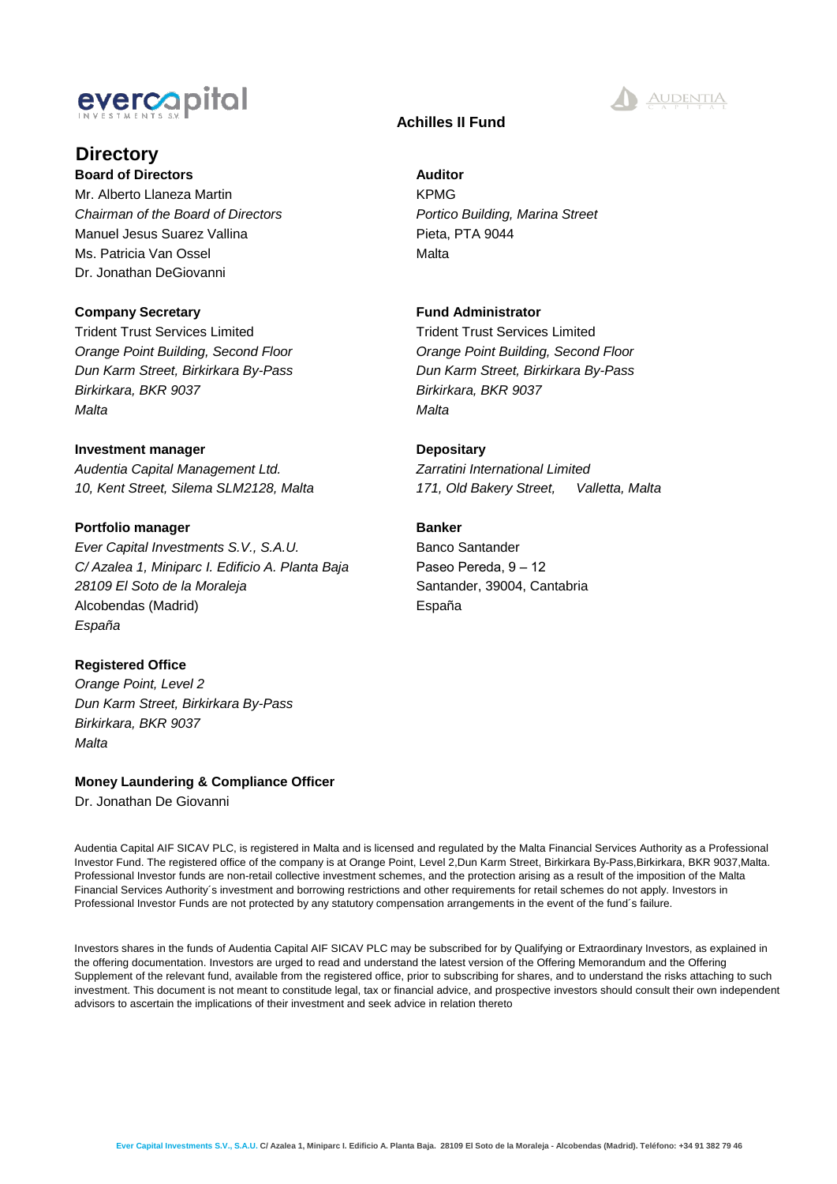**Achilles II Fund**

## Directory

**Board of Directors**
Mr. Alberto Llaneza Martin
*Chairman of the Board of Directors*
Manuel Jesus Suarez Vallina
Ms. Patricia Van Ossel
Dr. Jonathan DeGiovanni

**Auditor**
KPMG
*Portico Building, Marina Street*
Pieta, PTA 9044
Malta

**Company Secretary**
Trident Trust Services Limited
*Orange Point Building, Second Floor*
*Dun Karm Street, Birkirkara By-Pass*
*Birkirkara, BKR 9037*
*Malta*

**Fund Administrator**
Trident Trust Services Limited
*Orange Point Building, Second Floor*
*Dun Karm Street, Birkirkara By-Pass*
*Birkirkara, BKR 9037*
*Malta*

**Investment manager**
*Audentia Capital Management Ltd.*
*10, Kent Street, Silema SLM2128, Malta*

**Depositary**
*Zarratini International Limited*
*171, Old Bakery Street, Valletta, Malta*

**Portfolio manager**
*Ever Capital Investments S.V., S.A.U.*
*C/ Azalea 1, Miniparc I. Edificio A. Planta Baja*
*28109 El Soto de la Moraleja*
Alcobendas (Madrid)
*España*

**Banker**
Banco Santander
Paseo Pereda, 9 – 12
Santander, 39004, Cantabria
España

**Registered Office**
*Orange Point, Level 2*
*Dun Karm Street, Birkirkara By-Pass*
*Birkirkara, BKR 9037*
*Malta*

**Money Laundering & Compliance Officer**
Dr. Jonathan De Giovanni

Audentia Capital AIF SICAV PLC, is registered in Malta and is licensed and regulated by the Malta Financial Services Authority as a Professional Investor Fund. The registered office of the company is at Orange Point, Level 2,Dun Karm Street, Birkirkara By-Pass,Birkirkara, BKR 9037,Malta. Professional Investor funds are non-retail collective investment schemes, and the protection arising as a result of the imposition of the Malta Financial Services Authority´s investment and borrowing restrictions and other requirements for retail schemes do not apply. Investors in Professional Investor Funds are not protected by any statutory compensation arrangements in the event of the fund´s failure.

Investors shares in the funds of Audentia Capital AIF SICAV PLC may be subscribed for by Qualifying or Extraordinary Investors, as explained in the offering documentation. Investors are urged to read and understand the latest version of the Offering Memorandum and the Offering Supplement of the relevant fund, available from the registered office, prior to subscribing for shares, and to understand the risks attaching to such investment. This document is not meant to constitude legal, tax or financial advice, and prospective investors should consult their own independent advisors to ascertain the implications of their investment and seek advice in relation thereto